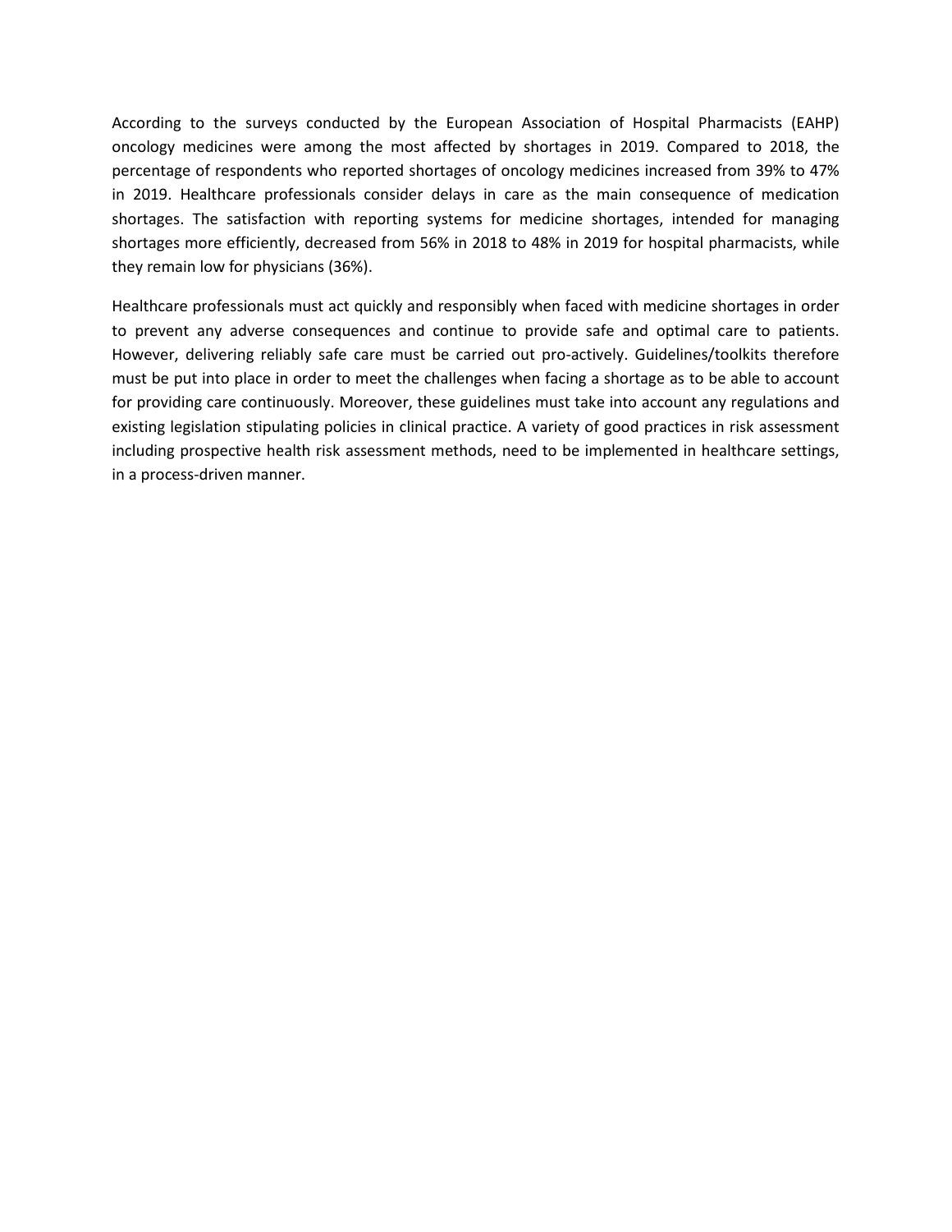According to the surveys conducted by the European Association of Hospital Pharmacists (EAHP) oncology medicines were among the most affected by shortages in 2019. Compared to 2018, the percentage of respondents who reported shortages of oncology medicines increased from 39% to 47% in 2019. Healthcare professionals consider delays in care as the main consequence of medication shortages. The satisfaction with reporting systems for medicine shortages, intended for managing shortages more efficiently, decreased from 56% in 2018 to 48% in 2019 for hospital pharmacists, while they remain low for physicians (36%).

Healthcare professionals must act quickly and responsibly when faced with medicine shortages in order to prevent any adverse consequences and continue to provide safe and optimal care to patients. However, delivering reliably safe care must be carried out pro-actively. Guidelines/toolkits therefore must be put into place in order to meet the challenges when facing a shortage as to be able to account for providing care continuously. Moreover, these guidelines must take into account any regulations and existing legislation stipulating policies in clinical practice. A variety of good practices in risk assessment including prospective health risk assessment methods, need to be implemented in healthcare settings, in a process-driven manner.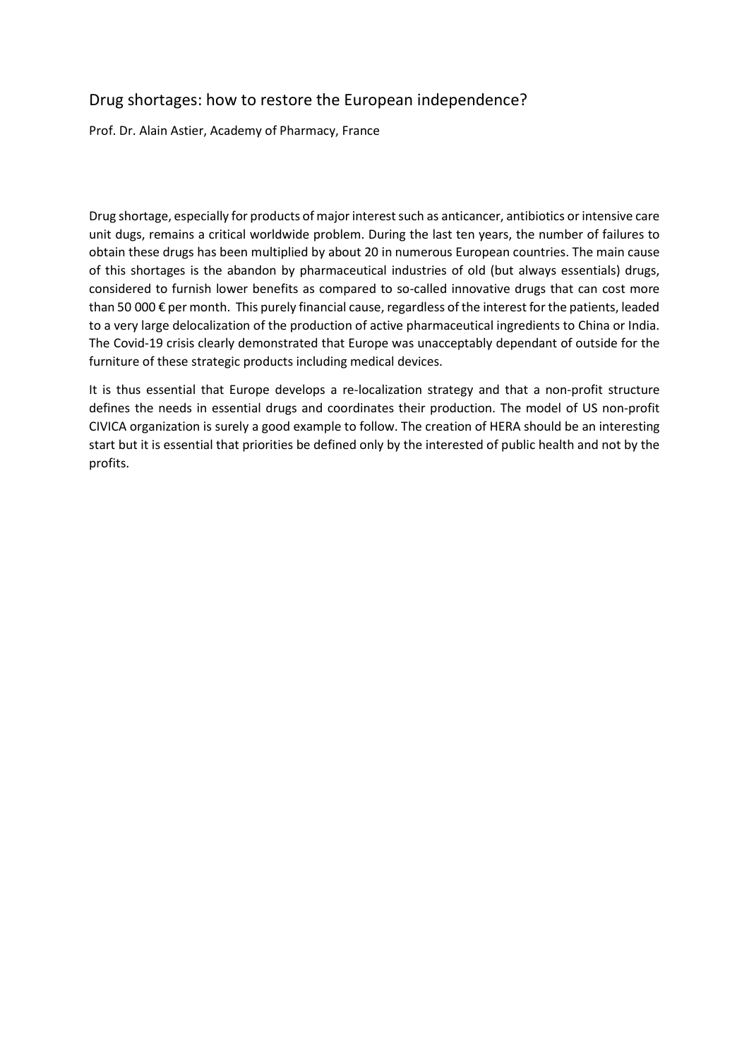## Drug shortages: how to restore the European independence?

Prof. Dr. Alain Astier, Academy of Pharmacy, France

Drug shortage, especially for products of major interest such as anticancer, antibiotics or intensive care unit dugs, remains a critical worldwide problem. During the last ten years, the number of failures to obtain these drugs has been multiplied by about 20 in numerous European countries. The main cause of this shortages is the abandon by pharmaceutical industries of old (but always essentials) drugs, considered to furnish lower benefits as compared to so-called innovative drugs that can cost more than 50 000 € per month. This purely financial cause, regardless of the interest for the patients, leaded to a very large delocalization of the production of active pharmaceutical ingredients to China or India. The Covid-19 crisis clearly demonstrated that Europe was unacceptably dependant of outside for the furniture of these strategic products including medical devices.

It is thus essential that Europe develops a re-localization strategy and that a non-profit structure defines the needs in essential drugs and coordinates their production. The model of US non-profit CIVICA organization is surely a good example to follow. The creation of HERA should be an interesting start but it is essential that priorities be defined only by the interested of public health and not by the profits.